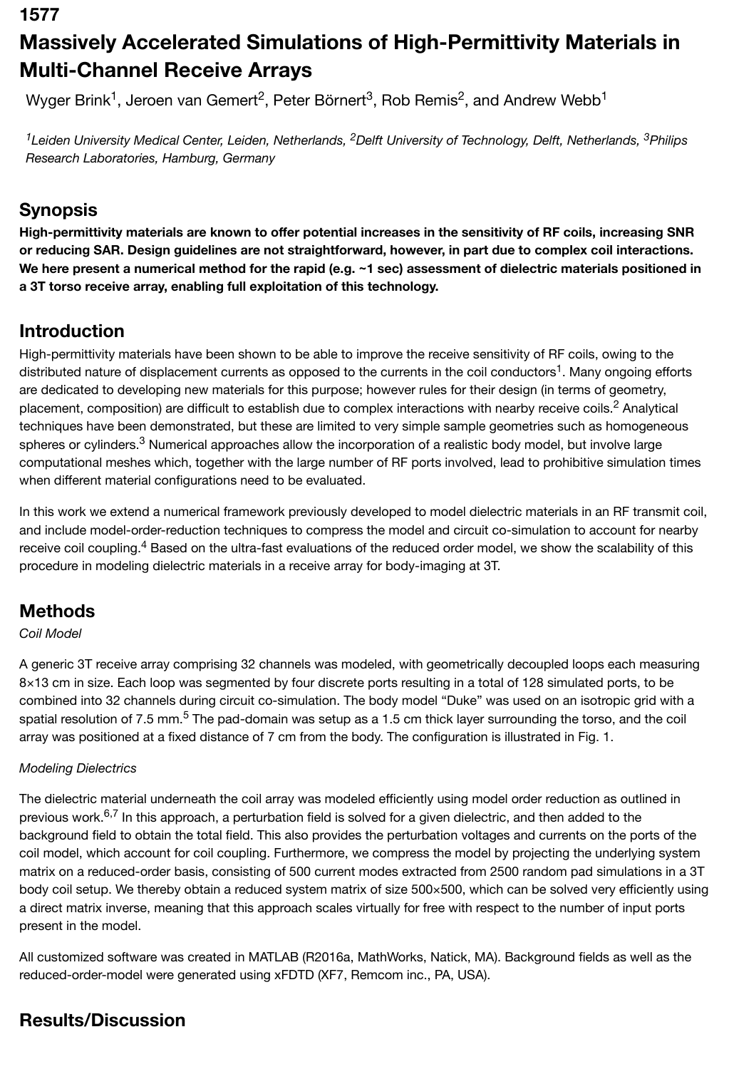1577

# Massively Accelerated Simulations of High-Permittivity Materials in Multi-Channel Receive Arrays

Wyger Brink[1], Jeroen van Gemert[2], Peter Börnert[3], Rob Remis[2], and Andrew Webb[1]

[1]*Leiden University Medical Center, Leiden, Netherlands,* [2]*Delft University of Technology, Delft, Netherlands,* [3]*Philips Research Laboratories, Hamburg, Germany*

## Synopsis

**High-permittivity materials are known to offer potential increases in the sensitivity of RF coils, increasing SNR or reducing SAR. Design guidelines are not straightforward, however, in part due to complex coil interactions. We here present a numerical method for the rapid (e.g. ~1 sec) assessment of dielectric materials positioned in a 3T torso receive array, enabling full exploitation of this technology.**

## Introduction

High-permittivity materials have been shown to be able to improve the receive sensitivity of RF coils, owing to the distributed nature of displacement currents as opposed to the currents in the coil conductors[1]. Many ongoing efforts are dedicated to developing new materials for this purpose; however rules for their design (in terms of geometry, placement, composition) are difficult to establish due to complex interactions with nearby receive coils.[2] Analytical techniques have been demonstrated, but these are limited to very simple sample geometries such as homogeneous spheres or cylinders.[3] Numerical approaches allow the incorporation of a realistic body model, but involve large computational meshes which, together with the large number of RF ports involved, lead to prohibitive simulation times when different material configurations need to be evaluated.

In this work we extend a numerical framework previously developed to model dielectric materials in an RF transmit coil, and include model-order-reduction techniques to compress the model and circuit co-simulation to account for nearby receive coil coupling.[4] Based on the ultra-fast evaluations of the reduced order model, we show the scalability of this procedure in modeling dielectric materials in a receive array for body-imaging at 3T.

## Methods

*Coil Model*

A generic 3T receive array comprising 32 channels was modeled, with geometrically decoupled loops each measuring 8×13 cm in size. Each loop was segmented by four discrete ports resulting in a total of 128 simulated ports, to be combined into 32 channels during circuit co-simulation. The body model "Duke" was used on an isotropic grid with a spatial resolution of 7.5 mm.[5] The pad-domain was setup as a 1.5 cm thick layer surrounding the torso, and the coil array was positioned at a fixed distance of 7 cm from the body. The configuration is illustrated in Fig. 1.

*Modeling Dielectrics*

The dielectric material underneath the coil array was modeled efficiently using model order reduction as outlined in previous work.[6,7] In this approach, a perturbation field is solved for a given dielectric, and then added to the background field to obtain the total field. This also provides the perturbation voltages and currents on the ports of the coil model, which account for coil coupling. Furthermore, we compress the model by projecting the underlying system matrix on a reduced-order basis, consisting of 500 current modes extracted from 2500 random pad simulations in a 3T body coil setup. We thereby obtain a reduced system matrix of size 500×500, which can be solved very efficiently using a direct matrix inverse, meaning that this approach scales virtually for free with respect to the number of input ports present in the model.

All customized software was created in MATLAB (R2016a, MathWorks, Natick, MA). Background fields as well as the reduced-order-model were generated using xFDTD (XF7, Remcom inc., PA, USA).

## Results/Discussion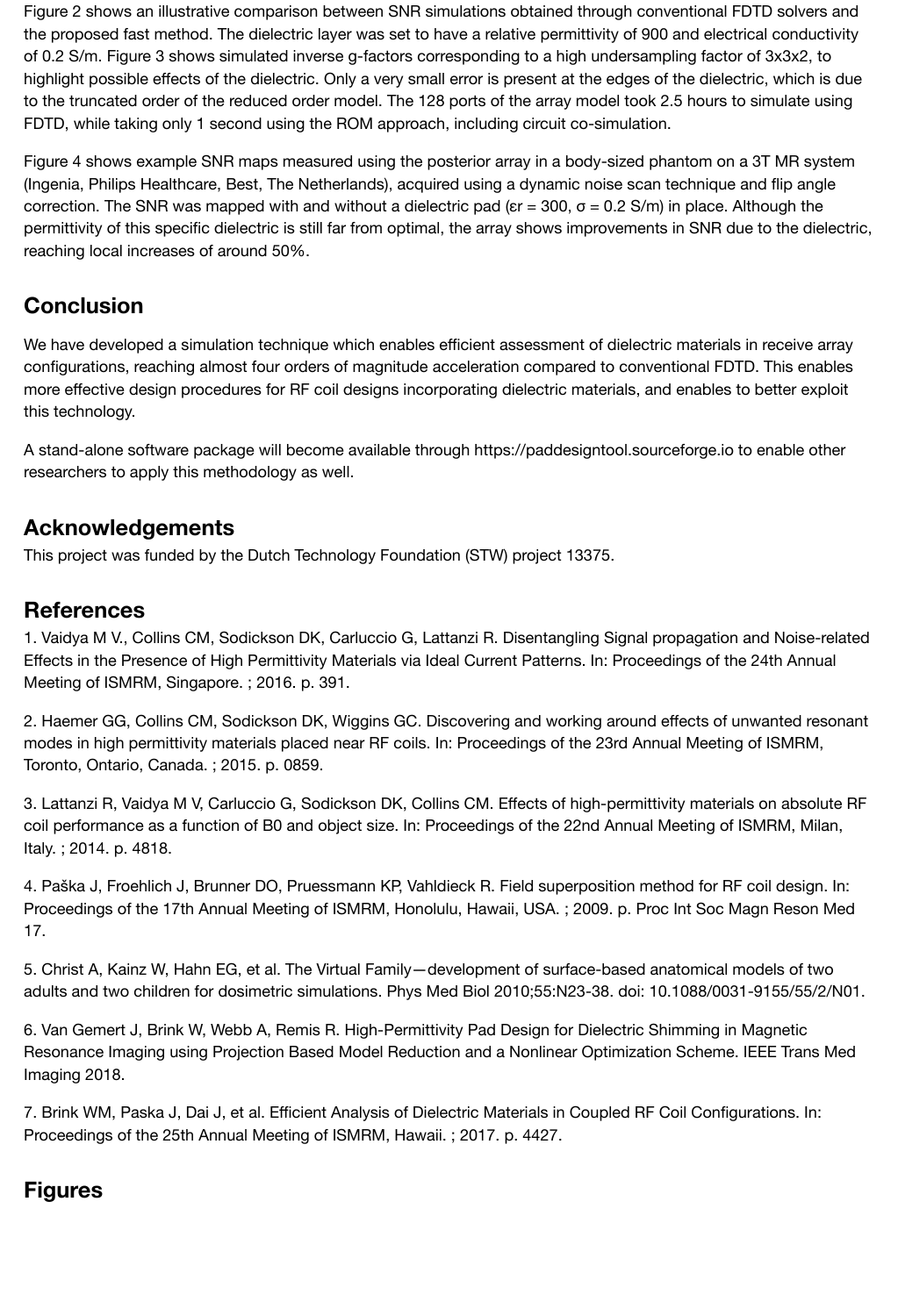Figure 2 shows an illustrative comparison between SNR simulations obtained through conventional FDTD solvers and the proposed fast method. The dielectric layer was set to have a relative permittivity of 900 and electrical conductivity of 0.2 S/m. Figure 3 shows simulated inverse g-factors corresponding to a high undersampling factor of 3x3x2, to highlight possible effects of the dielectric. Only a very small error is present at the edges of the dielectric, which is due to the truncated order of the reduced order model. The 128 ports of the array model took 2.5 hours to simulate using FDTD, while taking only 1 second using the ROM approach, including circuit co-simulation.

Figure 4 shows example SNR maps measured using the posterior array in a body-sized phantom on a 3T MR system (Ingenia, Philips Healthcare, Best, The Netherlands), acquired using a dynamic noise scan technique and flip angle correction. The SNR was mapped with and without a dielectric pad ($\varepsilon_r = 300$, $\sigma = 0.2$ S/m) in place. Although the permittivity of this specific dielectric is still far from optimal, the array shows improvements in SNR due to the dielectric, reaching local increases of around 50%.

## Conclusion

We have developed a simulation technique which enables efficient assessment of dielectric materials in receive array configurations, reaching almost four orders of magnitude acceleration compared to conventional FDTD. This enables more effective design procedures for RF coil designs incorporating dielectric materials, and enables to better exploit this technology.

A stand-alone software package will become available through https://paddesigntool.sourceforge.io to enable other researchers to apply this methodology as well.

## Acknowledgements

This project was funded by the Dutch Technology Foundation (STW) project 13375.

## References

1. Vaidya M V., Collins CM, Sodickson DK, Carluccio G, Lattanzi R. Disentangling Signal propagation and Noise-related Effects in the Presence of High Permittivity Materials via Ideal Current Patterns. In: Proceedings of the 24th Annual Meeting of ISMRM, Singapore. ; 2016. p. 391.

2. Haemer GG, Collins CM, Sodickson DK, Wiggins GC. Discovering and working around effects of unwanted resonant modes in high permittivity materials placed near RF coils. In: Proceedings of the 23rd Annual Meeting of ISMRM, Toronto, Ontario, Canada. ; 2015. p. 0859.

3. Lattanzi R, Vaidya M V, Carluccio G, Sodickson DK, Collins CM. Effects of high-permittivity materials on absolute RF coil performance as a function of B0 and object size. In: Proceedings of the 22nd Annual Meeting of ISMRM, Milan, Italy. ; 2014. p. 4818.

4. Paška J, Froehlich J, Brunner DO, Pruessmann KP, Vahldieck R. Field superposition method for RF coil design. In: Proceedings of the 17th Annual Meeting of ISMRM, Honolulu, Hawaii, USA. ; 2009. p. Proc Int Soc Magn Reson Med 17.

5. Christ A, Kainz W, Hahn EG, et al. The Virtual Family—development of surface-based anatomical models of two adults and two children for dosimetric simulations. Phys Med Biol 2010;55:N23-38. doi: 10.1088/0031-9155/55/2/N01.

6. Van Gemert J, Brink W, Webb A, Remis R. High-Permittivity Pad Design for Dielectric Shimming in Magnetic Resonance Imaging using Projection Based Model Reduction and a Nonlinear Optimization Scheme. IEEE Trans Med Imaging 2018.

7. Brink WM, Paska J, Dai J, et al. Efficient Analysis of Dielectric Materials in Coupled RF Coil Configurations. In: Proceedings of the 25th Annual Meeting of ISMRM, Hawaii. ; 2017. p. 4427.

## Figures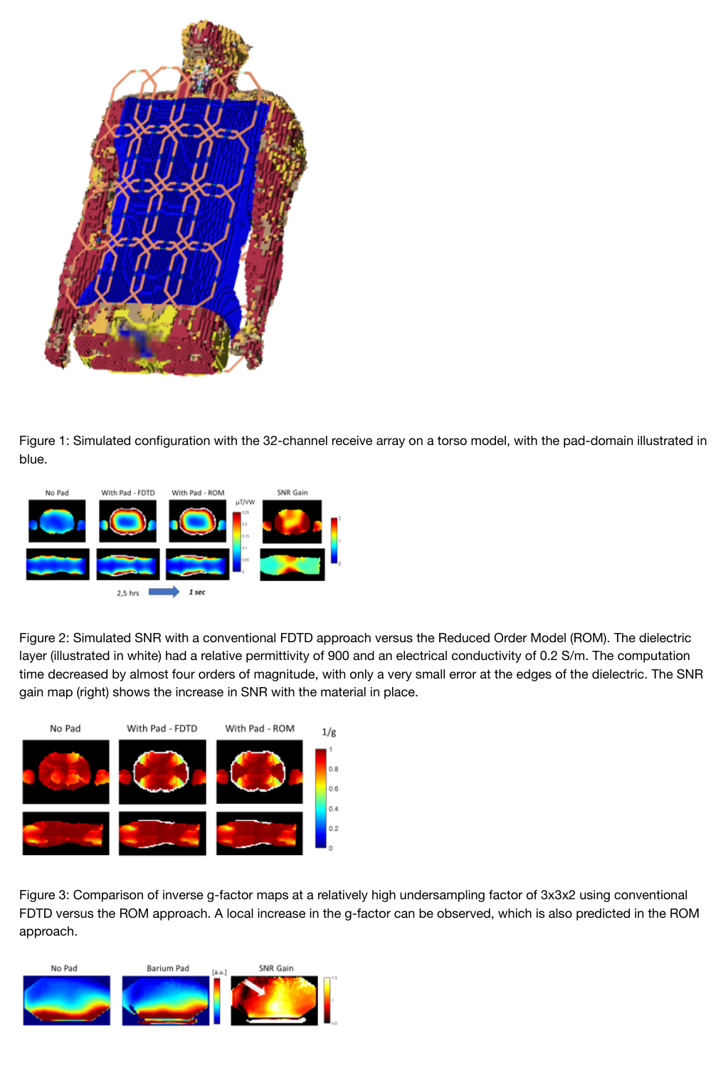Figure 1: Simulated configuration with the 32-channel receive array on a torso model, with the pad-domain illustrated in blue.

No Pad

With Pad - FDTD

With Pad - ROM

μT/√W

SNR Gain

2,5 hrs

1 sec

Figure 2: Simulated SNR with a conventional FDTD approach versus the Reduced Order Model (ROM). The dielectric layer (illustrated in white) had a relative permittivity of 900 and an electrical conductivity of 0.2 S/m. The computation time decreased by almost four orders of magnitude, with only a very small error at the edges of the dielectric. The SNR gain map (right) shows the increase in SNR with the material in place.

No Pad

With Pad - FDTD

With Pad - ROM

1/g

1

0.8

0.6

0.4

0.2

0

Figure 3: Comparison of inverse g-factor maps at a relatively high undersampling factor of 3x3x2 using conventional FDTD versus the ROM approach. A local increase in the g-factor can be observed, which is also predicted in the ROM approach.

No Pad

Barium Pad

[a.u.]

SNR Gain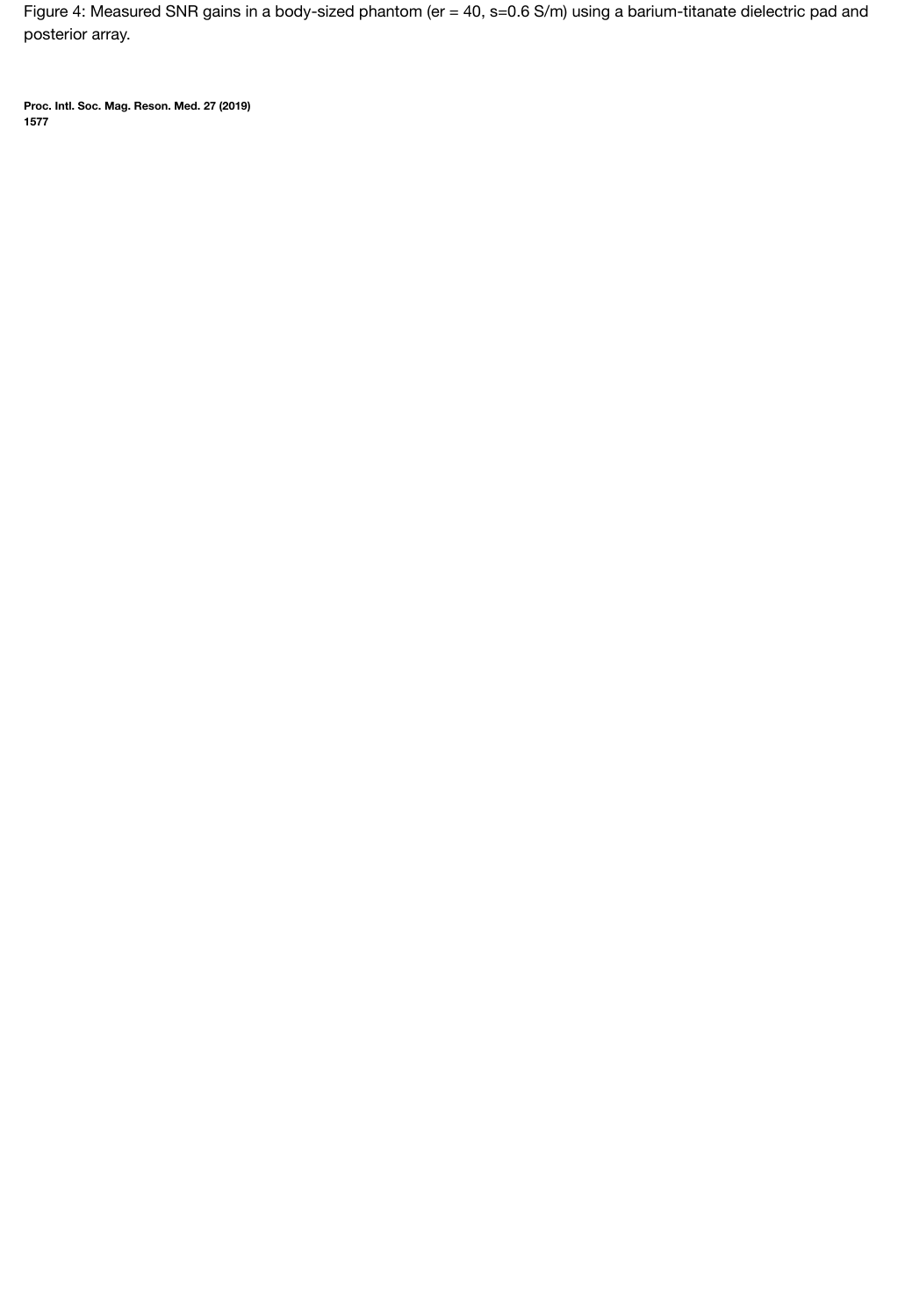Figure 4: Measured SNR gains in a body-sized phantom (er = 40, s=0.6 S/m) using a barium-titanate dielectric pad and posterior array.